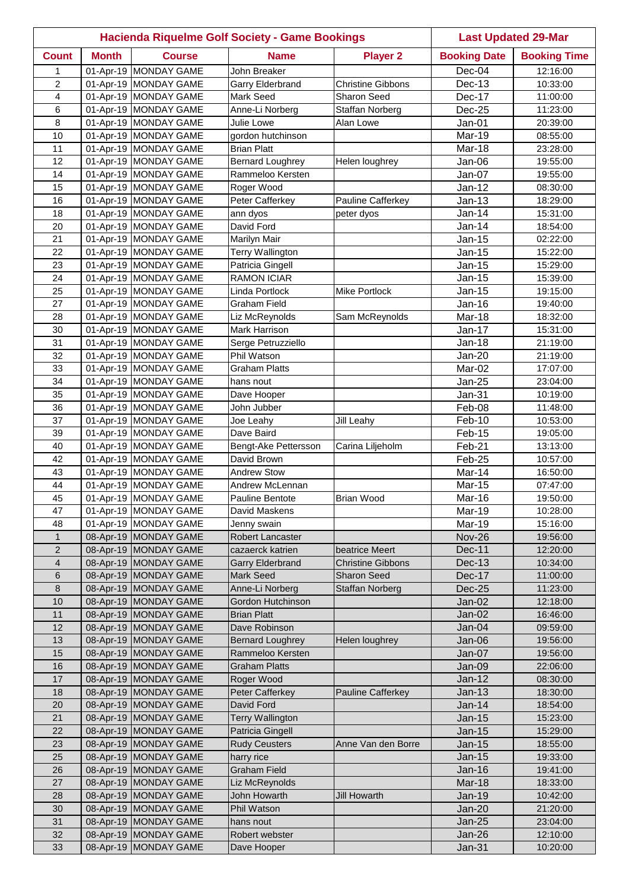| Hacienda Riquelme Golf Society - Game Bookings | | | | | Last Updated 29-Mar | |
|---|---|---|---|---|---|---|
| **Count** | **Month** | **Course** | **Name** | **Player 2** | **Booking Date** | **Booking Time** |
| 1 | 01-Apr-19 | MONDAY GAME | John Breaker | | Dec-04 | 12:16:00 |
| 2 | 01-Apr-19 | MONDAY GAME | Garry Elderbrand | Christine Gibbons | Dec-13 | 10:33:00 |
| 4 | 01-Apr-19 | MONDAY GAME | Mark Seed | Sharon Seed | Dec-17 | 11:00:00 |
| 6 | 01-Apr-19 | MONDAY GAME | Anne-Li Norberg | Staffan Norberg | Dec-25 | 11:23:00 |
| 8 | 01-Apr-19 | MONDAY GAME | Julie Lowe | Alan Lowe | Jan-01 | 20:39:00 |
| 10 | 01-Apr-19 | MONDAY GAME | gordon hutchinson | | Mar-19 | 08:55:00 |
| 11 | 01-Apr-19 | MONDAY GAME | Brian Platt | | Mar-18 | 23:28:00 |
| 12 | 01-Apr-19 | MONDAY GAME | Bernard Loughrey | Helen loughrey | Jan-06 | 19:55:00 |
| 14 | 01-Apr-19 | MONDAY GAME | Rammeloo Kersten | | Jan-07 | 19:55:00 |
| 15 | 01-Apr-19 | MONDAY GAME | Roger Wood | | Jan-12 | 08:30:00 |
| 16 | 01-Apr-19 | MONDAY GAME | Peter Cafferkey | Pauline Cafferkey | Jan-13 | 18:29:00 |
| 18 | 01-Apr-19 | MONDAY GAME | ann dyos | peter dyos | Jan-14 | 15:31:00 |
| 20 | 01-Apr-19 | MONDAY GAME | David Ford | | Jan-14 | 18:54:00 |
| 21 | 01-Apr-19 | MONDAY GAME | Marilyn Mair | | Jan-15 | 02:22:00 |
| 22 | 01-Apr-19 | MONDAY GAME | Terry Wallington | | Jan-15 | 15:22:00 |
| 23 | 01-Apr-19 | MONDAY GAME | Patricia Gingell | | Jan-15 | 15:29:00 |
| 24 | 01-Apr-19 | MONDAY GAME | RAMON ICIAR | | Jan-15 | 15:39:00 |
| 25 | 01-Apr-19 | MONDAY GAME | Linda Portlock | Mike Portlock | Jan-15 | 19:15:00 |
| 27 | 01-Apr-19 | MONDAY GAME | Graham Field | | Jan-16 | 19:40:00 |
| 28 | 01-Apr-19 | MONDAY GAME | Liz McReynolds | Sam McReynolds | Mar-18 | 18:32:00 |
| 30 | 01-Apr-19 | MONDAY GAME | Mark Harrison | | Jan-17 | 15:31:00 |
| 31 | 01-Apr-19 | MONDAY GAME | Serge Petruzziello | | Jan-18 | 21:19:00 |
| 32 | 01-Apr-19 | MONDAY GAME | Phil Watson | | Jan-20 | 21:19:00 |
| 33 | 01-Apr-19 | MONDAY GAME | Graham Platts | | Mar-02 | 17:07:00 |
| 34 | 01-Apr-19 | MONDAY GAME | hans nout | | Jan-25 | 23:04:00 |
| 35 | 01-Apr-19 | MONDAY GAME | Dave Hooper | | Jan-31 | 10:19:00 |
| 36 | 01-Apr-19 | MONDAY GAME | John Jubber | | Feb-08 | 11:48:00 |
| 37 | 01-Apr-19 | MONDAY GAME | Joe Leahy | Jill Leahy | Feb-10 | 10:53:00 |
| 39 | 01-Apr-19 | MONDAY GAME | Dave Baird | | Feb-15 | 19:05:00 |
| 40 | 01-Apr-19 | MONDAY GAME | Bengt-Ake Pettersson | Carina Liljeholm | Feb-21 | 13:13:00 |
| 42 | 01-Apr-19 | MONDAY GAME | David Brown | | Feb-25 | 10:57:00 |
| 43 | 01-Apr-19 | MONDAY GAME | Andrew Stow | | Mar-14 | 16:50:00 |
| 44 | 01-Apr-19 | MONDAY GAME | Andrew McLennan | | Mar-15 | 07:47:00 |
| 45 | 01-Apr-19 | MONDAY GAME | Pauline Bentote | Brian Wood | Mar-16 | 19:50:00 |
| 47 | 01-Apr-19 | MONDAY GAME | David Maskens | | Mar-19 | 10:28:00 |
| 48 | 01-Apr-19 | MONDAY GAME | Jenny swain | | Mar-19 | 15:16:00 |
| 1 | 08-Apr-19 | MONDAY GAME | Robert Lancaster | | Nov-26 | 19:56:00 |
| 2 | 08-Apr-19 | MONDAY GAME | cazaerck katrien | beatrice Meert | Dec-11 | 12:20:00 |
| 4 | 08-Apr-19 | MONDAY GAME | Garry Elderbrand | Christine Gibbons | Dec-13 | 10:34:00 |
| 6 | 08-Apr-19 | MONDAY GAME | Mark Seed | Sharon Seed | Dec-17 | 11:00:00 |
| 8 | 08-Apr-19 | MONDAY GAME | Anne-Li Norberg | Staffan Norberg | Dec-25 | 11:23:00 |
| 10 | 08-Apr-19 | MONDAY GAME | Gordon Hutchinson | | Jan-02 | 12:18:00 |
| 11 | 08-Apr-19 | MONDAY GAME | Brian Platt | | Jan-02 | 16:46:00 |
| 12 | 08-Apr-19 | MONDAY GAME | Dave Robinson | | Jan-04 | 09:59:00 |
| 13 | 08-Apr-19 | MONDAY GAME | Bernard Loughrey | Helen loughrey | Jan-06 | 19:56:00 |
| 15 | 08-Apr-19 | MONDAY GAME | Rammeloo Kersten | | Jan-07 | 19:56:00 |
| 16 | 08-Apr-19 | MONDAY GAME | Graham Platts | | Jan-09 | 22:06:00 |
| 17 | 08-Apr-19 | MONDAY GAME | Roger Wood | | Jan-12 | 08:30:00 |
| 18 | 08-Apr-19 | MONDAY GAME | Peter Cafferkey | Pauline Cafferkey | Jan-13 | 18:30:00 |
| 20 | 08-Apr-19 | MONDAY GAME | David Ford | | Jan-14 | 18:54:00 |
| 21 | 08-Apr-19 | MONDAY GAME | Terry Wallington | | Jan-15 | 15:23:00 |
| 22 | 08-Apr-19 | MONDAY GAME | Patricia Gingell | | Jan-15 | 15:29:00 |
| 23 | 08-Apr-19 | MONDAY GAME | Rudy Ceusters | Anne Van den Borre | Jan-15 | 18:55:00 |
| 25 | 08-Apr-19 | MONDAY GAME | harry rice | | Jan-15 | 19:33:00 |
| 26 | 08-Apr-19 | MONDAY GAME | Graham Field | | Jan-16 | 19:41:00 |
| 27 | 08-Apr-19 | MONDAY GAME | Liz McReynolds | | Mar-18 | 18:33:00 |
| 28 | 08-Apr-19 | MONDAY GAME | John Howarth | Jill Howarth | Jan-19 | 10:42:00 |
| 30 | 08-Apr-19 | MONDAY GAME | Phil Watson | | Jan-20 | 21:20:00 |
| 31 | 08-Apr-19 | MONDAY GAME | hans nout | | Jan-25 | 23:04:00 |
| 32 | 08-Apr-19 | MONDAY GAME | Robert webster | | Jan-26 | 12:10:00 |
| 33 | 08-Apr-19 | MONDAY GAME | Dave Hooper | | Jan-31 | 10:20:00 |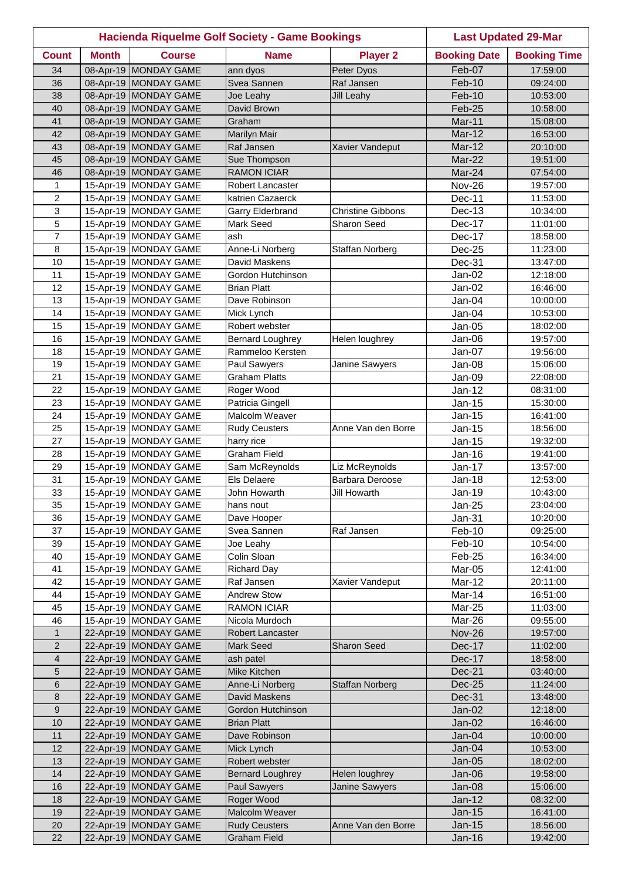| Hacienda Riquelme Golf Society - Game Bookings | | | | | Last Updated 29-Mar | |
|---|---|---|---|---|---|---|
| **Count** | **Month** | **Course** | **Name** | **Player 2** | **Booking Date** | **Booking Time** |
| 34 | 08-Apr-19 | MONDAY GAME | ann dyos | Peter Dyos | Feb-07 | 17:59:00 |
| 36 | 08-Apr-19 | MONDAY GAME | Svea Sannen | Raf Jansen | Feb-10 | 09:24:00 |
| 38 | 08-Apr-19 | MONDAY GAME | Joe Leahy | Jill Leahy | Feb-10 | 10:53:00 |
| 40 | 08-Apr-19 | MONDAY GAME | David Brown | | Feb-25 | 10:58:00 |
| 41 | 08-Apr-19 | MONDAY GAME | Graham | | Mar-11 | 15:08:00 |
| 42 | 08-Apr-19 | MONDAY GAME | Marilyn Mair | | Mar-12 | 16:53:00 |
| 43 | 08-Apr-19 | MONDAY GAME | Raf Jansen | Xavier Vandeput | Mar-12 | 20:10:00 |
| 45 | 08-Apr-19 | MONDAY GAME | Sue Thompson | | Mar-22 | 19:51:00 |
| 46 | 08-Apr-19 | MONDAY GAME | RAMON ICIAR | | Mar-24 | 07:54:00 |
| 1 | 15-Apr-19 | MONDAY GAME | Robert Lancaster | | Nov-26 | 19:57:00 |
| 2 | 15-Apr-19 | MONDAY GAME | katrien Cazaerck | | Dec-11 | 11:53:00 |
| 3 | 15-Apr-19 | MONDAY GAME | Garry Elderbrand | Christine Gibbons | Dec-13 | 10:34:00 |
| 5 | 15-Apr-19 | MONDAY GAME | Mark Seed | Sharon Seed | Dec-17 | 11:01:00 |
| 7 | 15-Apr-19 | MONDAY GAME | ash | | Dec-17 | 18:58:00 |
| 8 | 15-Apr-19 | MONDAY GAME | Anne-Li Norberg | Staffan Norberg | Dec-25 | 11:23:00 |
| 10 | 15-Apr-19 | MONDAY GAME | David Maskens | | Dec-31 | 13:47:00 |
| 11 | 15-Apr-19 | MONDAY GAME | Gordon Hutchinson | | Jan-02 | 12:18:00 |
| 12 | 15-Apr-19 | MONDAY GAME | Brian Platt | | Jan-02 | 16:46:00 |
| 13 | 15-Apr-19 | MONDAY GAME | Dave Robinson | | Jan-04 | 10:00:00 |
| 14 | 15-Apr-19 | MONDAY GAME | Mick Lynch | | Jan-04 | 10:53:00 |
| 15 | 15-Apr-19 | MONDAY GAME | Robert webster | | Jan-05 | 18:02:00 |
| 16 | 15-Apr-19 | MONDAY GAME | Bernard Loughrey | Helen loughrey | Jan-06 | 19:57:00 |
| 18 | 15-Apr-19 | MONDAY GAME | Rammeloo Kersten | | Jan-07 | 19:56:00 |
| 19 | 15-Apr-19 | MONDAY GAME | Paul Sawyers | Janine Sawyers | Jan-08 | 15:06:00 |
| 21 | 15-Apr-19 | MONDAY GAME | Graham Platts | | Jan-09 | 22:08:00 |
| 22 | 15-Apr-19 | MONDAY GAME | Roger Wood | | Jan-12 | 08:31:00 |
| 23 | 15-Apr-19 | MONDAY GAME | Patricia Gingell | | Jan-15 | 15:30:00 |
| 24 | 15-Apr-19 | MONDAY GAME | Malcolm Weaver | | Jan-15 | 16:41:00 |
| 25 | 15-Apr-19 | MONDAY GAME | Rudy Ceusters | Anne Van den Borre | Jan-15 | 18:56:00 |
| 27 | 15-Apr-19 | MONDAY GAME | harry rice | | Jan-15 | 19:32:00 |
| 28 | 15-Apr-19 | MONDAY GAME | Graham Field | | Jan-16 | 19:41:00 |
| 29 | 15-Apr-19 | MONDAY GAME | Sam McReynolds | Liz McReynolds | Jan-17 | 13:57:00 |
| 31 | 15-Apr-19 | MONDAY GAME | Els Delaere | Barbara Deroose | Jan-18 | 12:53:00 |
| 33 | 15-Apr-19 | MONDAY GAME | John Howarth | Jill Howarth | Jan-19 | 10:43:00 |
| 35 | 15-Apr-19 | MONDAY GAME | hans nout | | Jan-25 | 23:04:00 |
| 36 | 15-Apr-19 | MONDAY GAME | Dave Hooper | | Jan-31 | 10:20:00 |
| 37 | 15-Apr-19 | MONDAY GAME | Svea Sannen | Raf Jansen | Feb-10 | 09:25:00 |
| 39 | 15-Apr-19 | MONDAY GAME | Joe Leahy | | Feb-10 | 10:54:00 |
| 40 | 15-Apr-19 | MONDAY GAME | Colin Sloan | | Feb-25 | 16:34:00 |
| 41 | 15-Apr-19 | MONDAY GAME | Richard Day | | Mar-05 | 12:41:00 |
| 42 | 15-Apr-19 | MONDAY GAME | Raf Jansen | Xavier Vandeput | Mar-12 | 20:11:00 |
| 44 | 15-Apr-19 | MONDAY GAME | Andrew Stow | | Mar-14 | 16:51:00 |
| 45 | 15-Apr-19 | MONDAY GAME | RAMON ICIAR | | Mar-25 | 11:03:00 |
| 46 | 15-Apr-19 | MONDAY GAME | Nicola Murdoch | | Mar-26 | 09:55:00 |
| 1 | 22-Apr-19 | MONDAY GAME | Robert Lancaster | | Nov-26 | 19:57:00 |
| 2 | 22-Apr-19 | MONDAY GAME | Mark Seed | Sharon Seed | Dec-17 | 11:02:00 |
| 4 | 22-Apr-19 | MONDAY GAME | ash patel | | Dec-17 | 18:58:00 |
| 5 | 22-Apr-19 | MONDAY GAME | Mike Kitchen | | Dec-21 | 03:40:00 |
| 6 | 22-Apr-19 | MONDAY GAME | Anne-Li Norberg | Staffan Norberg | Dec-25 | 11:24:00 |
| 8 | 22-Apr-19 | MONDAY GAME | David Maskens | | Dec-31 | 13:48:00 |
| 9 | 22-Apr-19 | MONDAY GAME | Gordon Hutchinson | | Jan-02 | 12:18:00 |
| 10 | 22-Apr-19 | MONDAY GAME | Brian Platt | | Jan-02 | 16:46:00 |
| 11 | 22-Apr-19 | MONDAY GAME | Dave Robinson | | Jan-04 | 10:00:00 |
| 12 | 22-Apr-19 | MONDAY GAME | Mick Lynch | | Jan-04 | 10:53:00 |
| 13 | 22-Apr-19 | MONDAY GAME | Robert webster | | Jan-05 | 18:02:00 |
| 14 | 22-Apr-19 | MONDAY GAME | Bernard Loughrey | Helen loughrey | Jan-06 | 19:58:00 |
| 16 | 22-Apr-19 | MONDAY GAME | Paul Sawyers | Janine Sawyers | Jan-08 | 15:06:00 |
| 18 | 22-Apr-19 | MONDAY GAME | Roger Wood | | Jan-12 | 08:32:00 |
| 19 | 22-Apr-19 | MONDAY GAME | Malcolm Weaver | | Jan-15 | 16:41:00 |
| 20 | 22-Apr-19 | MONDAY GAME | Rudy Ceusters | Anne Van den Borre | Jan-15 | 18:56:00 |
| 22 | 22-Apr-19 | MONDAY GAME | Graham Field | | Jan-16 | 19:42:00 |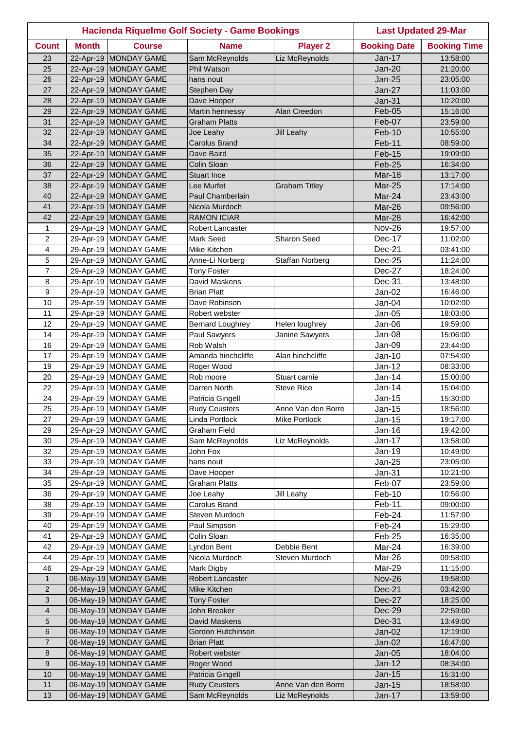| Hacienda Riquelme Golf Society - Game Bookings | | | | | Last Updated 29-Mar | |
|---|---|---|---|---|---|---|
| **Count** | **Month** | **Course** | **Name** | **Player 2** | **Booking Date** | **Booking Time** |
| 23 | 22-Apr-19 | MONDAY GAME | Sam McReynolds | Liz McReynolds | Jan-17 | 13:58:00 |
| 25 | 22-Apr-19 | MONDAY GAME | Phil Watson | | Jan-20 | 21:20:00 |
| 26 | 22-Apr-19 | MONDAY GAME | hans nout | | Jan-25 | 23:05:00 |
| 27 | 22-Apr-19 | MONDAY GAME | Stephen Day | | Jan-27 | 11:03:00 |
| 28 | 22-Apr-19 | MONDAY GAME | Dave Hooper | | Jan-31 | 10:20:00 |
| 29 | 22-Apr-19 | MONDAY GAME | Martin hennessy | Alan Creedon | Feb-05 | 15:16:00 |
| 31 | 22-Apr-19 | MONDAY GAME | Graham Platts | | Feb-07 | 23:59:00 |
| 32 | 22-Apr-19 | MONDAY GAME | Joe Leahy | Jill Leahy | Feb-10 | 10:55:00 |
| 34 | 22-Apr-19 | MONDAY GAME | Carolus Brand | | Feb-11 | 08:59:00 |
| 35 | 22-Apr-19 | MONDAY GAME | Dave Baird | | Feb-15 | 19:09:00 |
| 36 | 22-Apr-19 | MONDAY GAME | Colin Sloan | | Feb-25 | 16:34:00 |
| 37 | 22-Apr-19 | MONDAY GAME | Stuart Ince | | Mar-18 | 13:17:00 |
| 38 | 22-Apr-19 | MONDAY GAME | Lee Murfet | Graham Titley | Mar-25 | 17:14:00 |
| 40 | 22-Apr-19 | MONDAY GAME | Paul Chamberlain | | Mar-24 | 23:43:00 |
| 41 | 22-Apr-19 | MONDAY GAME | Nicola Murdoch | | Mar-26 | 09:56:00 |
| 42 | 22-Apr-19 | MONDAY GAME | RAMON ICIAR | | Mar-28 | 16:42:00 |
| 1 | 29-Apr-19 | MONDAY GAME | Robert Lancaster | | Nov-26 | 19:57:00 |
| 2 | 29-Apr-19 | MONDAY GAME | Mark Seed | Sharon Seed | Dec-17 | 11:02:00 |
| 4 | 29-Apr-19 | MONDAY GAME | Mike Kitchen | | Dec-21 | 03:41:00 |
| 5 | 29-Apr-19 | MONDAY GAME | Anne-Li Norberg | Staffan Norberg | Dec-25 | 11:24:00 |
| 7 | 29-Apr-19 | MONDAY GAME | Tony Foster | | Dec-27 | 18:24:00 |
| 8 | 29-Apr-19 | MONDAY GAME | David Maskens | | Dec-31 | 13:48:00 |
| 9 | 29-Apr-19 | MONDAY GAME | Brian Platt | | Jan-02 | 16:46:00 |
| 10 | 29-Apr-19 | MONDAY GAME | Dave Robinson | | Jan-04 | 10:02:00 |
| 11 | 29-Apr-19 | MONDAY GAME | Robert webster | | Jan-05 | 18:03:00 |
| 12 | 29-Apr-19 | MONDAY GAME | Bernard Loughrey | Helen loughrey | Jan-06 | 19:59:00 |
| 14 | 29-Apr-19 | MONDAY GAME | Paul Sawyers | Janine Sawyers | Jan-08 | 15:06:00 |
| 16 | 29-Apr-19 | MONDAY GAME | Rob Walsh | | Jan-09 | 23:44:00 |
| 17 | 29-Apr-19 | MONDAY GAME | Amanda hinchcliffe | Alan hinchcliffe | Jan-10 | 07:54:00 |
| 19 | 29-Apr-19 | MONDAY GAME | Roger Wood | | Jan-12 | 08:33:00 |
| 20 | 29-Apr-19 | MONDAY GAME | Rob moore | Stuart carnie | Jan-14 | 15:00:00 |
| 22 | 29-Apr-19 | MONDAY GAME | Darren North | Steve Rice | Jan-14 | 15:04:00 |
| 24 | 29-Apr-19 | MONDAY GAME | Patricia Gingell | | Jan-15 | 15:30:00 |
| 25 | 29-Apr-19 | MONDAY GAME | Rudy Ceusters | Anne Van den Borre | Jan-15 | 18:56:00 |
| 27 | 29-Apr-19 | MONDAY GAME | Linda Portlock | Mike Portlock | Jan-15 | 19:17:00 |
| 29 | 29-Apr-19 | MONDAY GAME | Graham Field | | Jan-16 | 19:42:00 |
| 30 | 29-Apr-19 | MONDAY GAME | Sam McReynolds | Liz McReynolds | Jan-17 | 13:58:00 |
| 32 | 29-Apr-19 | MONDAY GAME | John Fox | | Jan-19 | 10:49:00 |
| 33 | 29-Apr-19 | MONDAY GAME | hans nout | | Jan-25 | 23:05:00 |
| 34 | 29-Apr-19 | MONDAY GAME | Dave Hooper | | Jan-31 | 10:21:00 |
| 35 | 29-Apr-19 | MONDAY GAME | Graham Platts | | Feb-07 | 23:59:00 |
| 36 | 29-Apr-19 | MONDAY GAME | Joe Leahy | Jill Leahy | Feb-10 | 10:56:00 |
| 38 | 29-Apr-19 | MONDAY GAME | Carolus Brand | | Feb-11 | 09:00:00 |
| 39 | 29-Apr-19 | MONDAY GAME | Steven Murdoch | | Feb-24 | 11:57:00 |
| 40 | 29-Apr-19 | MONDAY GAME | Paul Simpson | | Feb-24 | 15:29:00 |
| 41 | 29-Apr-19 | MONDAY GAME | Colin Sloan | | Feb-25 | 16:35:00 |
| 42 | 29-Apr-19 | MONDAY GAME | Lyndon Bent | Debbie Bent | Mar-24 | 16:39:00 |
| 44 | 29-Apr-19 | MONDAY GAME | Nicola Murdoch | Steven Murdoch | Mar-26 | 09:58:00 |
| 46 | 29-Apr-19 | MONDAY GAME | Mark Digby | | Mar-29 | 11:15:00 |
| 1 | 06-May-19 | MONDAY GAME | Robert Lancaster | | Nov-26 | 19:58:00 |
| 2 | 06-May-19 | MONDAY GAME | Mike Kitchen | | Dec-21 | 03:42:00 |
| 3 | 06-May-19 | MONDAY GAME | Tony Foster | | Dec-27 | 18:25:00 |
| 4 | 06-May-19 | MONDAY GAME | John Breaker | | Dec-29 | 22:59:00 |
| 5 | 06-May-19 | MONDAY GAME | David Maskens | | Dec-31 | 13:49:00 |
| 6 | 06-May-19 | MONDAY GAME | Gordon Hutchinson | | Jan-02 | 12:19:00 |
| 7 | 06-May-19 | MONDAY GAME | Brian Platt | | Jan-02 | 16:47:00 |
| 8 | 06-May-19 | MONDAY GAME | Robert webster | | Jan-05 | 18:04:00 |
| 9 | 06-May-19 | MONDAY GAME | Roger Wood | | Jan-12 | 08:34:00 |
| 10 | 06-May-19 | MONDAY GAME | Patricia Gingell | | Jan-15 | 15:31:00 |
| 11 | 06-May-19 | MONDAY GAME | Rudy Ceusters | Anne Van den Borre | Jan-15 | 18:58:00 |
| 13 | 06-May-19 | MONDAY GAME | Sam McReynolds | Liz McReynolds | Jan-17 | 13:59:00 |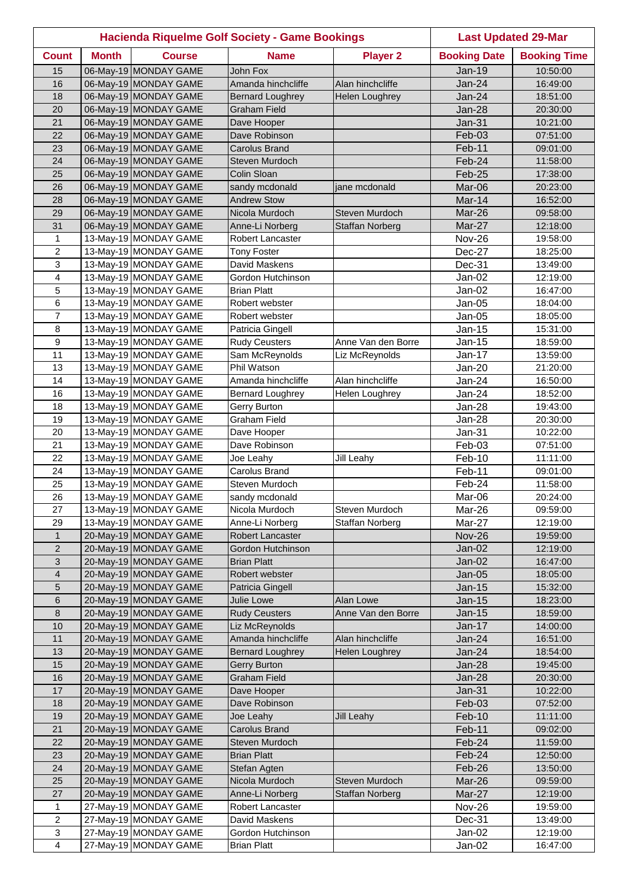| Hacienda Riquelme Golf Society - Game Bookings | | | | | Last Updated 29-Mar | |
|---|---|---|---|---|---|---|
| Count | Month | Course | Name | Player 2 | Booking Date | Booking Time |
| 15 | 06-May-19 | MONDAY GAME | John Fox | | Jan-19 | 10:50:00 |
| 16 | 06-May-19 | MONDAY GAME | Amanda hinchcliffe | Alan hinchcliffe | Jan-24 | 16:49:00 |
| 18 | 06-May-19 | MONDAY GAME | Bernard Loughrey | Helen Loughrey | Jan-24 | 18:51:00 |
| 20 | 06-May-19 | MONDAY GAME | Graham Field | | Jan-28 | 20:30:00 |
| 21 | 06-May-19 | MONDAY GAME | Dave Hooper | | Jan-31 | 10:21:00 |
| 22 | 06-May-19 | MONDAY GAME | Dave Robinson | | Feb-03 | 07:51:00 |
| 23 | 06-May-19 | MONDAY GAME | Carolus Brand | | Feb-11 | 09:01:00 |
| 24 | 06-May-19 | MONDAY GAME | Steven Murdoch | | Feb-24 | 11:58:00 |
| 25 | 06-May-19 | MONDAY GAME | Colin Sloan | | Feb-25 | 17:38:00 |
| 26 | 06-May-19 | MONDAY GAME | sandy mcdonald | jane mcdonald | Mar-06 | 20:23:00 |
| 28 | 06-May-19 | MONDAY GAME | Andrew Stow | | Mar-14 | 16:52:00 |
| 29 | 06-May-19 | MONDAY GAME | Nicola Murdoch | Steven Murdoch | Mar-26 | 09:58:00 |
| 31 | 06-May-19 | MONDAY GAME | Anne-Li Norberg | Staffan Norberg | Mar-27 | 12:18:00 |
| 1 | 13-May-19 | MONDAY GAME | Robert Lancaster | | Nov-26 | 19:58:00 |
| 2 | 13-May-19 | MONDAY GAME | Tony Foster | | Dec-27 | 18:25:00 |
| 3 | 13-May-19 | MONDAY GAME | David Maskens | | Dec-31 | 13:49:00 |
| 4 | 13-May-19 | MONDAY GAME | Gordon Hutchinson | | Jan-02 | 12:19:00 |
| 5 | 13-May-19 | MONDAY GAME | Brian Platt | | Jan-02 | 16:47:00 |
| 6 | 13-May-19 | MONDAY GAME | Robert webster | | Jan-05 | 18:04:00 |
| 7 | 13-May-19 | MONDAY GAME | Robert webster | | Jan-05 | 18:05:00 |
| 8 | 13-May-19 | MONDAY GAME | Patricia Gingell | | Jan-15 | 15:31:00 |
| 9 | 13-May-19 | MONDAY GAME | Rudy Ceusters | Anne Van den Borre | Jan-15 | 18:59:00 |
| 11 | 13-May-19 | MONDAY GAME | Sam McReynolds | Liz McReynolds | Jan-17 | 13:59:00 |
| 13 | 13-May-19 | MONDAY GAME | Phil Watson | | Jan-20 | 21:20:00 |
| 14 | 13-May-19 | MONDAY GAME | Amanda hinchcliffe | Alan hinchcliffe | Jan-24 | 16:50:00 |
| 16 | 13-May-19 | MONDAY GAME | Bernard Loughrey | Helen Loughrey | Jan-24 | 18:52:00 |
| 18 | 13-May-19 | MONDAY GAME | Gerry Burton | | Jan-28 | 19:43:00 |
| 19 | 13-May-19 | MONDAY GAME | Graham Field | | Jan-28 | 20:30:00 |
| 20 | 13-May-19 | MONDAY GAME | Dave Hooper | | Jan-31 | 10:22:00 |
| 21 | 13-May-19 | MONDAY GAME | Dave Robinson | | Feb-03 | 07:51:00 |
| 22 | 13-May-19 | MONDAY GAME | Joe Leahy | Jill Leahy | Feb-10 | 11:11:00 |
| 24 | 13-May-19 | MONDAY GAME | Carolus Brand | | Feb-11 | 09:01:00 |
| 25 | 13-May-19 | MONDAY GAME | Steven Murdoch | | Feb-24 | 11:58:00 |
| 26 | 13-May-19 | MONDAY GAME | sandy mcdonald | | Mar-06 | 20:24:00 |
| 27 | 13-May-19 | MONDAY GAME | Nicola Murdoch | Steven Murdoch | Mar-26 | 09:59:00 |
| 29 | 13-May-19 | MONDAY GAME | Anne-Li Norberg | Staffan Norberg | Mar-27 | 12:19:00 |
| 1 | 20-May-19 | MONDAY GAME | Robert Lancaster | | Nov-26 | 19:59:00 |
| 2 | 20-May-19 | MONDAY GAME | Gordon Hutchinson | | Jan-02 | 12:19:00 |
| 3 | 20-May-19 | MONDAY GAME | Brian Platt | | Jan-02 | 16:47:00 |
| 4 | 20-May-19 | MONDAY GAME | Robert webster | | Jan-05 | 18:05:00 |
| 5 | 20-May-19 | MONDAY GAME | Patricia Gingell | | Jan-15 | 15:32:00 |
| 6 | 20-May-19 | MONDAY GAME | Julie Lowe | Alan Lowe | Jan-15 | 18:23:00 |
| 8 | 20-May-19 | MONDAY GAME | Rudy Ceusters | Anne Van den Borre | Jan-15 | 18:59:00 |
| 10 | 20-May-19 | MONDAY GAME | Liz McReynolds | | Jan-17 | 14:00:00 |
| 11 | 20-May-19 | MONDAY GAME | Amanda hinchcliffe | Alan hinchcliffe | Jan-24 | 16:51:00 |
| 13 | 20-May-19 | MONDAY GAME | Bernard Loughrey | Helen Loughrey | Jan-24 | 18:54:00 |
| 15 | 20-May-19 | MONDAY GAME | Gerry Burton | | Jan-28 | 19:45:00 |
| 16 | 20-May-19 | MONDAY GAME | Graham Field | | Jan-28 | 20:30:00 |
| 17 | 20-May-19 | MONDAY GAME | Dave Hooper | | Jan-31 | 10:22:00 |
| 18 | 20-May-19 | MONDAY GAME | Dave Robinson | | Feb-03 | 07:52:00 |
| 19 | 20-May-19 | MONDAY GAME | Joe Leahy | Jill Leahy | Feb-10 | 11:11:00 |
| 21 | 20-May-19 | MONDAY GAME | Carolus Brand | | Feb-11 | 09:02:00 |
| 22 | 20-May-19 | MONDAY GAME | Steven Murdoch | | Feb-24 | 11:59:00 |
| 23 | 20-May-19 | MONDAY GAME | Brian Platt | | Feb-24 | 12:50:00 |
| 24 | 20-May-19 | MONDAY GAME | Stefan Agten | | Feb-26 | 13:50:00 |
| 25 | 20-May-19 | MONDAY GAME | Nicola Murdoch | Steven Murdoch | Mar-26 | 09:59:00 |
| 27 | 20-May-19 | MONDAY GAME | Anne-Li Norberg | Staffan Norberg | Mar-27 | 12:19:00 |
| 1 | 27-May-19 | MONDAY GAME | Robert Lancaster | | Nov-26 | 19:59:00 |
| 2 | 27-May-19 | MONDAY GAME | David Maskens | | Dec-31 | 13:49:00 |
| 3 | 27-May-19 | MONDAY GAME | Gordon Hutchinson | | Jan-02 | 12:19:00 |
| 4 | 27-May-19 | MONDAY GAME | Brian Platt | | Jan-02 | 16:47:00 |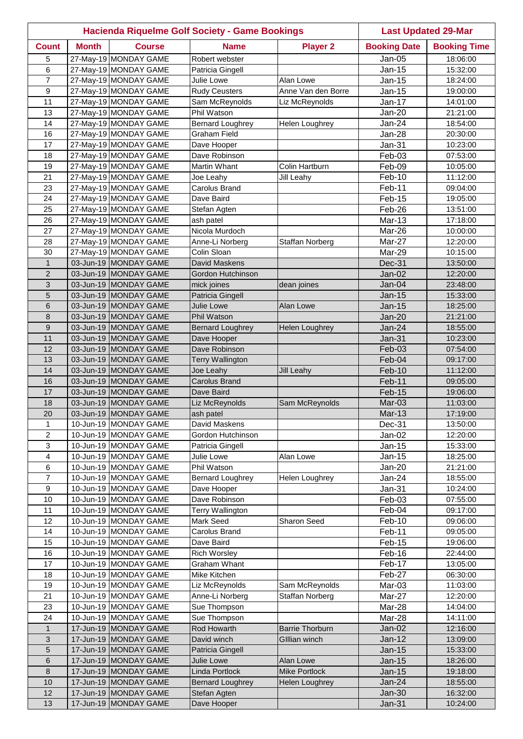| Hacienda Riquelme Golf Society - Game Bookings | | | | | Last Updated 29-Mar | |
|---|---|---|---|---|---|---|
| **Count** | **Month** | **Course** | **Name** | **Player 2** | **Booking Date** | **Booking Time** |
| 5 | 27-May-19 | MONDAY GAME | Robert webster | | Jan-05 | 18:06:00 |
| 6 | 27-May-19 | MONDAY GAME | Patricia Gingell | | Jan-15 | 15:32:00 |
| 7 | 27-May-19 | MONDAY GAME | Julie Lowe | Alan Lowe | Jan-15 | 18:24:00 |
| 9 | 27-May-19 | MONDAY GAME | Rudy Ceusters | Anne Van den Borre | Jan-15 | 19:00:00 |
| 11 | 27-May-19 | MONDAY GAME | Sam McReynolds | Liz McReynolds | Jan-17 | 14:01:00 |
| 13 | 27-May-19 | MONDAY GAME | Phil Watson | | Jan-20 | 21:21:00 |
| 14 | 27-May-19 | MONDAY GAME | Bernard Loughrey | Helen Loughrey | Jan-24 | 18:54:00 |
| 16 | 27-May-19 | MONDAY GAME | Graham Field | | Jan-28 | 20:30:00 |
| 17 | 27-May-19 | MONDAY GAME | Dave Hooper | | Jan-31 | 10:23:00 |
| 18 | 27-May-19 | MONDAY GAME | Dave Robinson | | Feb-03 | 07:53:00 |
| 19 | 27-May-19 | MONDAY GAME | Martin Whant | Colin Hartburn | Feb-09 | 10:05:00 |
| 21 | 27-May-19 | MONDAY GAME | Joe Leahy | Jill Leahy | Feb-10 | 11:12:00 |
| 23 | 27-May-19 | MONDAY GAME | Carolus Brand | | Feb-11 | 09:04:00 |
| 24 | 27-May-19 | MONDAY GAME | Dave Baird | | Feb-15 | 19:05:00 |
| 25 | 27-May-19 | MONDAY GAME | Stefan Agten | | Feb-26 | 13:51:00 |
| 26 | 27-May-19 | MONDAY GAME | ash patel | | Mar-13 | 17:18:00 |
| 27 | 27-May-19 | MONDAY GAME | Nicola Murdoch | | Mar-26 | 10:00:00 |
| 28 | 27-May-19 | MONDAY GAME | Anne-Li Norberg | Staffan Norberg | Mar-27 | 12:20:00 |
| 30 | 27-May-19 | MONDAY GAME | Colin Sloan | | Mar-29 | 10:15:00 |
| 1 | 03-Jun-19 | MONDAY GAME | David Maskens | | Dec-31 | 13:50:00 |
| 2 | 03-Jun-19 | MONDAY GAME | Gordon Hutchinson | | Jan-02 | 12:20:00 |
| 3 | 03-Jun-19 | MONDAY GAME | mick joines | dean joines | Jan-04 | 23:48:00 |
| 5 | 03-Jun-19 | MONDAY GAME | Patricia Gingell | | Jan-15 | 15:33:00 |
| 6 | 03-Jun-19 | MONDAY GAME | Julie Lowe | Alan Lowe | Jan-15 | 18:25:00 |
| 8 | 03-Jun-19 | MONDAY GAME | Phil Watson | | Jan-20 | 21:21:00 |
| 9 | 03-Jun-19 | MONDAY GAME | Bernard Loughrey | Helen Loughrey | Jan-24 | 18:55:00 |
| 11 | 03-Jun-19 | MONDAY GAME | Dave Hooper | | Jan-31 | 10:23:00 |
| 12 | 03-Jun-19 | MONDAY GAME | Dave Robinson | | Feb-03 | 07:54:00 |
| 13 | 03-Jun-19 | MONDAY GAME | Terry Wallington | | Feb-04 | 09:17:00 |
| 14 | 03-Jun-19 | MONDAY GAME | Joe Leahy | Jill Leahy | Feb-10 | 11:12:00 |
| 16 | 03-Jun-19 | MONDAY GAME | Carolus Brand | | Feb-11 | 09:05:00 |
| 17 | 03-Jun-19 | MONDAY GAME | Dave Baird | | Feb-15 | 19:06:00 |
| 18 | 03-Jun-19 | MONDAY GAME | Liz McReynolds | Sam McReynolds | Mar-03 | 11:03:00 |
| 20 | 03-Jun-19 | MONDAY GAME | ash patel | | Mar-13 | 17:19:00 |
| 1 | 10-Jun-19 | MONDAY GAME | David Maskens | | Dec-31 | 13:50:00 |
| 2 | 10-Jun-19 | MONDAY GAME | Gordon Hutchinson | | Jan-02 | 12:20:00 |
| 3 | 10-Jun-19 | MONDAY GAME | Patricia Gingell | | Jan-15 | 15:33:00 |
| 4 | 10-Jun-19 | MONDAY GAME | Julie Lowe | Alan Lowe | Jan-15 | 18:25:00 |
| 6 | 10-Jun-19 | MONDAY GAME | Phil Watson | | Jan-20 | 21:21:00 |
| 7 | 10-Jun-19 | MONDAY GAME | Bernard Loughrey | Helen Loughrey | Jan-24 | 18:55:00 |
| 9 | 10-Jun-19 | MONDAY GAME | Dave Hooper | | Jan-31 | 10:24:00 |
| 10 | 10-Jun-19 | MONDAY GAME | Dave Robinson | | Feb-03 | 07:55:00 |
| 11 | 10-Jun-19 | MONDAY GAME | Terry Wallington | | Feb-04 | 09:17:00 |
| 12 | 10-Jun-19 | MONDAY GAME | Mark Seed | Sharon Seed | Feb-10 | 09:06:00 |
| 14 | 10-Jun-19 | MONDAY GAME | Carolus Brand | | Feb-11 | 09:05:00 |
| 15 | 10-Jun-19 | MONDAY GAME | Dave Baird | | Feb-15 | 19:06:00 |
| 16 | 10-Jun-19 | MONDAY GAME | Rich Worsley | | Feb-16 | 22:44:00 |
| 17 | 10-Jun-19 | MONDAY GAME | Graham Whant | | Feb-17 | 13:05:00 |
| 18 | 10-Jun-19 | MONDAY GAME | Mike Kitchen | | Feb-27 | 06:30:00 |
| 19 | 10-Jun-19 | MONDAY GAME | Liz McReynolds | Sam McReynolds | Mar-03 | 11:03:00 |
| 21 | 10-Jun-19 | MONDAY GAME | Anne-Li Norberg | Staffan Norberg | Mar-27 | 12:20:00 |
| 23 | 10-Jun-19 | MONDAY GAME | Sue Thompson | | Mar-28 | 14:04:00 |
| 24 | 10-Jun-19 | MONDAY GAME | Sue Thompson | | Mar-28 | 14:11:00 |
| 1 | 17-Jun-19 | MONDAY GAME | Rod Howarth | Barrie Thorburn | Jan-02 | 12:16:00 |
| 3 | 17-Jun-19 | MONDAY GAME | David winch | GIllian winch | Jan-12 | 13:09:00 |
| 5 | 17-Jun-19 | MONDAY GAME | Patricia Gingell | | Jan-15 | 15:33:00 |
| 6 | 17-Jun-19 | MONDAY GAME | Julie Lowe | Alan Lowe | Jan-15 | 18:26:00 |
| 8 | 17-Jun-19 | MONDAY GAME | Linda Portlock | Mike Portlock | Jan-15 | 19:18:00 |
| 10 | 17-Jun-19 | MONDAY GAME | Bernard Loughrey | Helen Loughrey | Jan-24 | 18:55:00 |
| 12 | 17-Jun-19 | MONDAY GAME | Stefan Agten | | Jan-30 | 16:32:00 |
| 13 | 17-Jun-19 | MONDAY GAME | Dave Hooper | | Jan-31 | 10:24:00 |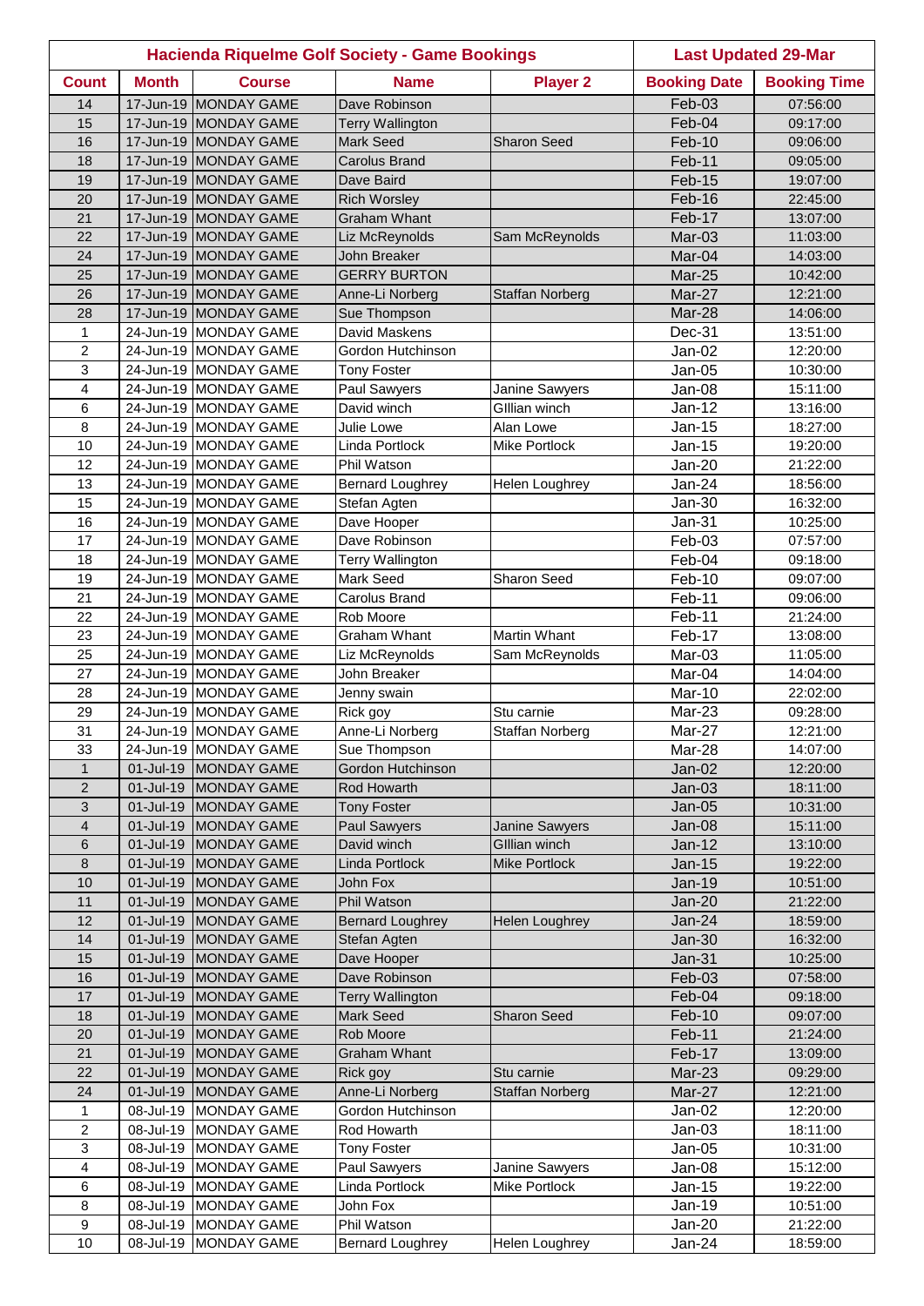| Hacienda Riquelme Golf Society - Game Bookings | | | | | Last Updated 29-Mar | |
|---|---|---|---|---|---|---|
| **Count** | **Month** | **Course** | **Name** | **Player 2** | **Booking Date** | **Booking Time** |
| 14 | 17-Jun-19 | MONDAY GAME | Dave Robinson | | Feb-03 | 07:56:00 |
| 15 | 17-Jun-19 | MONDAY GAME | Terry Wallington | | Feb-04 | 09:17:00 |
| 16 | 17-Jun-19 | MONDAY GAME | Mark Seed | Sharon Seed | Feb-10 | 09:06:00 |
| 18 | 17-Jun-19 | MONDAY GAME | Carolus Brand | | Feb-11 | 09:05:00 |
| 19 | 17-Jun-19 | MONDAY GAME | Dave Baird | | Feb-15 | 19:07:00 |
| 20 | 17-Jun-19 | MONDAY GAME | Rich Worsley | | Feb-16 | 22:45:00 |
| 21 | 17-Jun-19 | MONDAY GAME | Graham Whant | | Feb-17 | 13:07:00 |
| 22 | 17-Jun-19 | MONDAY GAME | Liz McReynolds | Sam McReynolds | Mar-03 | 11:03:00 |
| 24 | 17-Jun-19 | MONDAY GAME | John Breaker | | Mar-04 | 14:03:00 |
| 25 | 17-Jun-19 | MONDAY GAME | GERRY BURTON | | Mar-25 | 10:42:00 |
| 26 | 17-Jun-19 | MONDAY GAME | Anne-Li Norberg | Staffan Norberg | Mar-27 | 12:21:00 |
| 28 | 17-Jun-19 | MONDAY GAME | Sue Thompson | | Mar-28 | 14:06:00 |
| 1 | 24-Jun-19 | MONDAY GAME | David Maskens | | Dec-31 | 13:51:00 |
| 2 | 24-Jun-19 | MONDAY GAME | Gordon Hutchinson | | Jan-02 | 12:20:00 |
| 3 | 24-Jun-19 | MONDAY GAME | Tony Foster | | Jan-05 | 10:30:00 |
| 4 | 24-Jun-19 | MONDAY GAME | Paul Sawyers | Janine Sawyers | Jan-08 | 15:11:00 |
| 6 | 24-Jun-19 | MONDAY GAME | David winch | GIllian winch | Jan-12 | 13:16:00 |
| 8 | 24-Jun-19 | MONDAY GAME | Julie Lowe | Alan Lowe | Jan-15 | 18:27:00 |
| 10 | 24-Jun-19 | MONDAY GAME | Linda Portlock | Mike Portlock | Jan-15 | 19:20:00 |
| 12 | 24-Jun-19 | MONDAY GAME | Phil Watson | | Jan-20 | 21:22:00 |
| 13 | 24-Jun-19 | MONDAY GAME | Bernard Loughrey | Helen Loughrey | Jan-24 | 18:56:00 |
| 15 | 24-Jun-19 | MONDAY GAME | Stefan Agten | | Jan-30 | 16:32:00 |
| 16 | 24-Jun-19 | MONDAY GAME | Dave Hooper | | Jan-31 | 10:25:00 |
| 17 | 24-Jun-19 | MONDAY GAME | Dave Robinson | | Feb-03 | 07:57:00 |
| 18 | 24-Jun-19 | MONDAY GAME | Terry Wallington | | Feb-04 | 09:18:00 |
| 19 | 24-Jun-19 | MONDAY GAME | Mark Seed | Sharon Seed | Feb-10 | 09:07:00 |
| 21 | 24-Jun-19 | MONDAY GAME | Carolus Brand | | Feb-11 | 09:06:00 |
| 22 | 24-Jun-19 | MONDAY GAME | Rob Moore | | Feb-11 | 21:24:00 |
| 23 | 24-Jun-19 | MONDAY GAME | Graham Whant | Martin Whant | Feb-17 | 13:08:00 |
| 25 | 24-Jun-19 | MONDAY GAME | Liz McReynolds | Sam McReynolds | Mar-03 | 11:05:00 |
| 27 | 24-Jun-19 | MONDAY GAME | John Breaker | | Mar-04 | 14:04:00 |
| 28 | 24-Jun-19 | MONDAY GAME | Jenny swain | | Mar-10 | 22:02:00 |
| 29 | 24-Jun-19 | MONDAY GAME | Rick goy | Stu carnie | Mar-23 | 09:28:00 |
| 31 | 24-Jun-19 | MONDAY GAME | Anne-Li Norberg | Staffan Norberg | Mar-27 | 12:21:00 |
| 33 | 24-Jun-19 | MONDAY GAME | Sue Thompson | | Mar-28 | 14:07:00 |
| 1 | 01-Jul-19 | MONDAY GAME | Gordon Hutchinson | | Jan-02 | 12:20:00 |
| 2 | 01-Jul-19 | MONDAY GAME | Rod Howarth | | Jan-03 | 18:11:00 |
| 3 | 01-Jul-19 | MONDAY GAME | Tony Foster | | Jan-05 | 10:31:00 |
| 4 | 01-Jul-19 | MONDAY GAME | Paul Sawyers | Janine Sawyers | Jan-08 | 15:11:00 |
| 6 | 01-Jul-19 | MONDAY GAME | David winch | GIllian winch | Jan-12 | 13:10:00 |
| 8 | 01-Jul-19 | MONDAY GAME | Linda Portlock | Mike Portlock | Jan-15 | 19:22:00 |
| 10 | 01-Jul-19 | MONDAY GAME | John Fox | | Jan-19 | 10:51:00 |
| 11 | 01-Jul-19 | MONDAY GAME | Phil Watson | | Jan-20 | 21:22:00 |
| 12 | 01-Jul-19 | MONDAY GAME | Bernard Loughrey | Helen Loughrey | Jan-24 | 18:59:00 |
| 14 | 01-Jul-19 | MONDAY GAME | Stefan Agten | | Jan-30 | 16:32:00 |
| 15 | 01-Jul-19 | MONDAY GAME | Dave Hooper | | Jan-31 | 10:25:00 |
| 16 | 01-Jul-19 | MONDAY GAME | Dave Robinson | | Feb-03 | 07:58:00 |
| 17 | 01-Jul-19 | MONDAY GAME | Terry Wallington | | Feb-04 | 09:18:00 |
| 18 | 01-Jul-19 | MONDAY GAME | Mark Seed | Sharon Seed | Feb-10 | 09:07:00 |
| 20 | 01-Jul-19 | MONDAY GAME | Rob Moore | | Feb-11 | 21:24:00 |
| 21 | 01-Jul-19 | MONDAY GAME | Graham Whant | | Feb-17 | 13:09:00 |
| 22 | 01-Jul-19 | MONDAY GAME | Rick goy | Stu carnie | Mar-23 | 09:29:00 |
| 24 | 01-Jul-19 | MONDAY GAME | Anne-Li Norberg | Staffan Norberg | Mar-27 | 12:21:00 |
| 1 | 08-Jul-19 | MONDAY GAME | Gordon Hutchinson | | Jan-02 | 12:20:00 |
| 2 | 08-Jul-19 | MONDAY GAME | Rod Howarth | | Jan-03 | 18:11:00 |
| 3 | 08-Jul-19 | MONDAY GAME | Tony Foster | | Jan-05 | 10:31:00 |
| 4 | 08-Jul-19 | MONDAY GAME | Paul Sawyers | Janine Sawyers | Jan-08 | 15:12:00 |
| 6 | 08-Jul-19 | MONDAY GAME | Linda Portlock | Mike Portlock | Jan-15 | 19:22:00 |
| 8 | 08-Jul-19 | MONDAY GAME | John Fox | | Jan-19 | 10:51:00 |
| 9 | 08-Jul-19 | MONDAY GAME | Phil Watson | | Jan-20 | 21:22:00 |
| 10 | 08-Jul-19 | MONDAY GAME | Bernard Loughrey | Helen Loughrey | Jan-24 | 18:59:00 |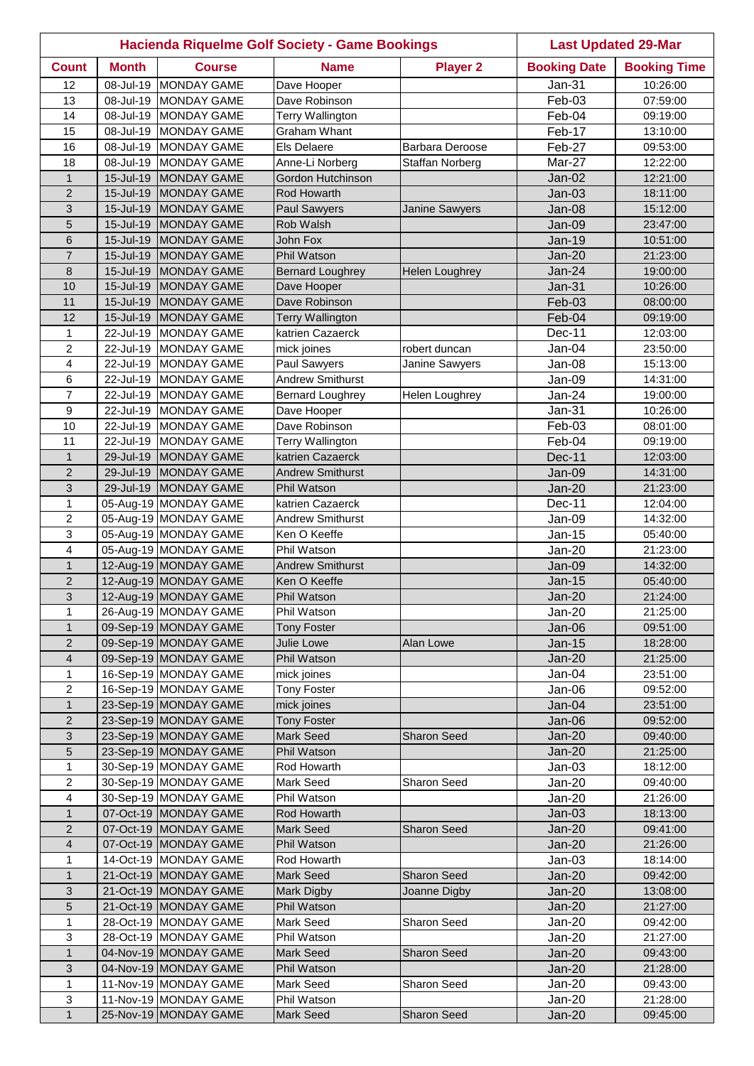| Hacienda Riquelme Golf Society - Game Bookings | | | | | Last Updated 29-Mar | |
|---|---|---|---|---|---|---|
| **Count** | **Month** | **Course** | **Name** | **Player 2** | **Booking Date** | **Booking Time** |
| 12 | 08-Jul-19 | MONDAY GAME | Dave Hooper | | Jan-31 | 10:26:00 |
| 13 | 08-Jul-19 | MONDAY GAME | Dave Robinson | | Feb-03 | 07:59:00 |
| 14 | 08-Jul-19 | MONDAY GAME | Terry Wallington | | Feb-04 | 09:19:00 |
| 15 | 08-Jul-19 | MONDAY GAME | Graham Whant | | Feb-17 | 13:10:00 |
| 16 | 08-Jul-19 | MONDAY GAME | Els Delaere | Barbara Deroose | Feb-27 | 09:53:00 |
| 18 | 08-Jul-19 | MONDAY GAME | Anne-Li Norberg | Staffan Norberg | Mar-27 | 12:22:00 |
| 1 | 15-Jul-19 | MONDAY GAME | Gordon Hutchinson | | Jan-02 | 12:21:00 |
| 2 | 15-Jul-19 | MONDAY GAME | Rod Howarth | | Jan-03 | 18:11:00 |
| 3 | 15-Jul-19 | MONDAY GAME | Paul Sawyers | Janine Sawyers | Jan-08 | 15:12:00 |
| 5 | 15-Jul-19 | MONDAY GAME | Rob Walsh | | Jan-09 | 23:47:00 |
| 6 | 15-Jul-19 | MONDAY GAME | John Fox | | Jan-19 | 10:51:00 |
| 7 | 15-Jul-19 | MONDAY GAME | Phil Watson | | Jan-20 | 21:23:00 |
| 8 | 15-Jul-19 | MONDAY GAME | Bernard Loughrey | Helen Loughrey | Jan-24 | 19:00:00 |
| 10 | 15-Jul-19 | MONDAY GAME | Dave Hooper | | Jan-31 | 10:26:00 |
| 11 | 15-Jul-19 | MONDAY GAME | Dave Robinson | | Feb-03 | 08:00:00 |
| 12 | 15-Jul-19 | MONDAY GAME | Terry Wallington | | Feb-04 | 09:19:00 |
| 1 | 22-Jul-19 | MONDAY GAME | katrien Cazaerck | | Dec-11 | 12:03:00 |
| 2 | 22-Jul-19 | MONDAY GAME | mick joines | robert duncan | Jan-04 | 23:50:00 |
| 4 | 22-Jul-19 | MONDAY GAME | Paul Sawyers | Janine Sawyers | Jan-08 | 15:13:00 |
| 6 | 22-Jul-19 | MONDAY GAME | Andrew Smithurst | | Jan-09 | 14:31:00 |
| 7 | 22-Jul-19 | MONDAY GAME | Bernard Loughrey | Helen Loughrey | Jan-24 | 19:00:00 |
| 9 | 22-Jul-19 | MONDAY GAME | Dave Hooper | | Jan-31 | 10:26:00 |
| 10 | 22-Jul-19 | MONDAY GAME | Dave Robinson | | Feb-03 | 08:01:00 |
| 11 | 22-Jul-19 | MONDAY GAME | Terry Wallington | | Feb-04 | 09:19:00 |
| 1 | 29-Jul-19 | MONDAY GAME | katrien Cazaerck | | Dec-11 | 12:03:00 |
| 2 | 29-Jul-19 | MONDAY GAME | Andrew Smithurst | | Jan-09 | 14:31:00 |
| 3 | 29-Jul-19 | MONDAY GAME | Phil Watson | | Jan-20 | 21:23:00 |
| 1 | 05-Aug-19 | MONDAY GAME | katrien Cazaerck | | Dec-11 | 12:04:00 |
| 2 | 05-Aug-19 | MONDAY GAME | Andrew Smithurst | | Jan-09 | 14:32:00 |
| 3 | 05-Aug-19 | MONDAY GAME | Ken O Keeffe | | Jan-15 | 05:40:00 |
| 4 | 05-Aug-19 | MONDAY GAME | Phil Watson | | Jan-20 | 21:23:00 |
| 1 | 12-Aug-19 | MONDAY GAME | Andrew Smithurst | | Jan-09 | 14:32:00 |
| 2 | 12-Aug-19 | MONDAY GAME | Ken O Keeffe | | Jan-15 | 05:40:00 |
| 3 | 12-Aug-19 | MONDAY GAME | Phil Watson | | Jan-20 | 21:24:00 |
| 1 | 26-Aug-19 | MONDAY GAME | Phil Watson | | Jan-20 | 21:25:00 |
| 1 | 09-Sep-19 | MONDAY GAME | Tony Foster | | Jan-06 | 09:51:00 |
| 2 | 09-Sep-19 | MONDAY GAME | Julie Lowe | Alan Lowe | Jan-15 | 18:28:00 |
| 4 | 09-Sep-19 | MONDAY GAME | Phil Watson | | Jan-20 | 21:25:00 |
| 1 | 16-Sep-19 | MONDAY GAME | mick joines | | Jan-04 | 23:51:00 |
| 2 | 16-Sep-19 | MONDAY GAME | Tony Foster | | Jan-06 | 09:52:00 |
| 1 | 23-Sep-19 | MONDAY GAME | mick joines | | Jan-04 | 23:51:00 |
| 2 | 23-Sep-19 | MONDAY GAME | Tony Foster | | Jan-06 | 09:52:00 |
| 3 | 23-Sep-19 | MONDAY GAME | Mark Seed | Sharon Seed | Jan-20 | 09:40:00 |
| 5 | 23-Sep-19 | MONDAY GAME | Phil Watson | | Jan-20 | 21:25:00 |
| 1 | 30-Sep-19 | MONDAY GAME | Rod Howarth | | Jan-03 | 18:12:00 |
| 2 | 30-Sep-19 | MONDAY GAME | Mark Seed | Sharon Seed | Jan-20 | 09:40:00 |
| 4 | 30-Sep-19 | MONDAY GAME | Phil Watson | | Jan-20 | 21:26:00 |
| 1 | 07-Oct-19 | MONDAY GAME | Rod Howarth | | Jan-03 | 18:13:00 |
| 2 | 07-Oct-19 | MONDAY GAME | Mark Seed | Sharon Seed | Jan-20 | 09:41:00 |
| 4 | 07-Oct-19 | MONDAY GAME | Phil Watson | | Jan-20 | 21:26:00 |
| 1 | 14-Oct-19 | MONDAY GAME | Rod Howarth | | Jan-03 | 18:14:00 |
| 1 | 21-Oct-19 | MONDAY GAME | Mark Seed | Sharon Seed | Jan-20 | 09:42:00 |
| 3 | 21-Oct-19 | MONDAY GAME | Mark Digby | Joanne Digby | Jan-20 | 13:08:00 |
| 5 | 21-Oct-19 | MONDAY GAME | Phil Watson | | Jan-20 | 21:27:00 |
| 1 | 28-Oct-19 | MONDAY GAME | Mark Seed | Sharon Seed | Jan-20 | 09:42:00 |
| 3 | 28-Oct-19 | MONDAY GAME | Phil Watson | | Jan-20 | 21:27:00 |
| 1 | 04-Nov-19 | MONDAY GAME | Mark Seed | Sharon Seed | Jan-20 | 09:43:00 |
| 3 | 04-Nov-19 | MONDAY GAME | Phil Watson | | Jan-20 | 21:28:00 |
| 1 | 11-Nov-19 | MONDAY GAME | Mark Seed | Sharon Seed | Jan-20 | 09:43:00 |
| 3 | 11-Nov-19 | MONDAY GAME | Phil Watson | | Jan-20 | 21:28:00 |
| 1 | 25-Nov-19 | MONDAY GAME | Mark Seed | Sharon Seed | Jan-20 | 09:45:00 |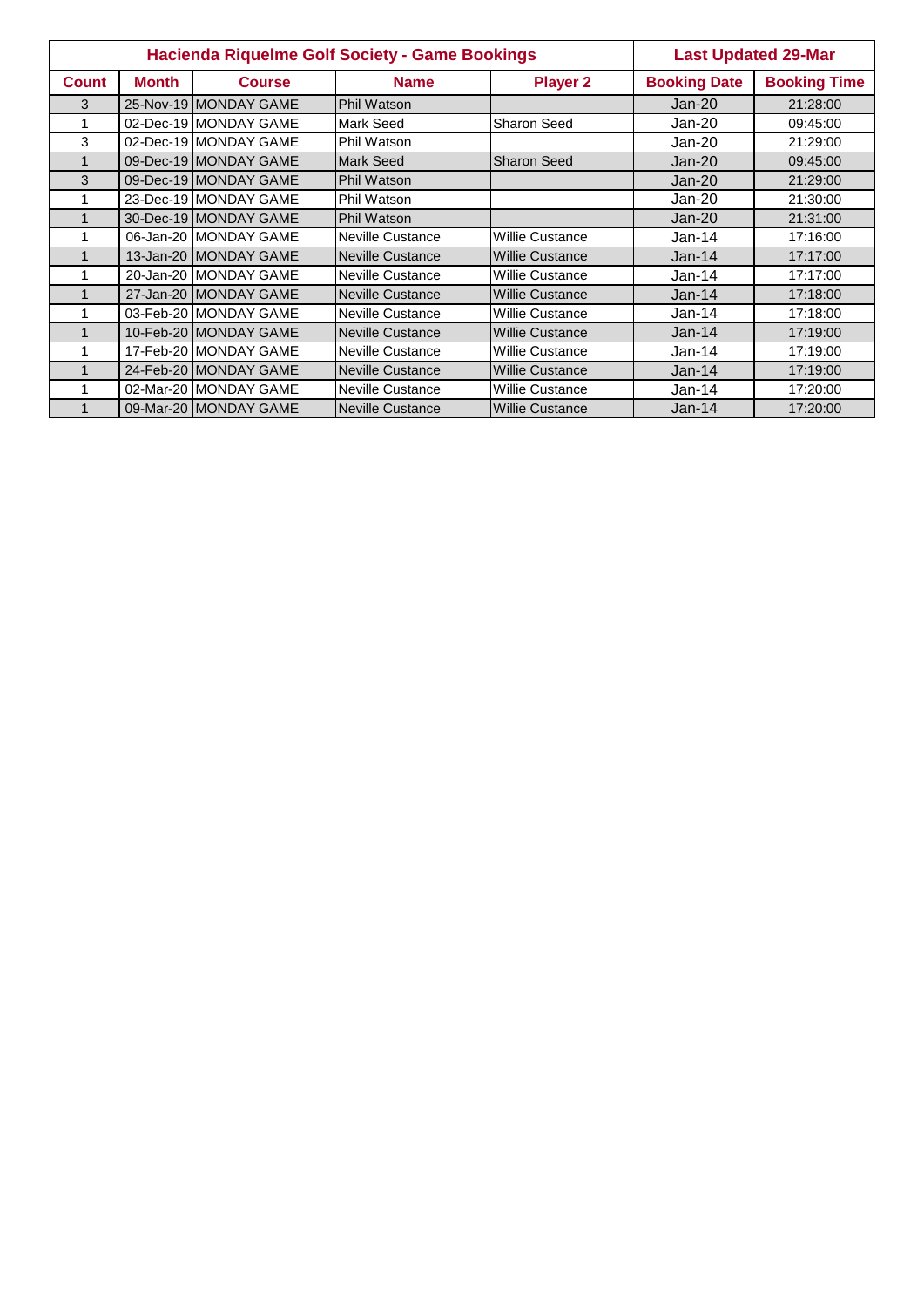| Hacienda Riquelme Golf Society - Game Bookings | | | | | Last Updated 29-Mar | |
|---|---|---|---|---|---|---|
| **Count** | **Month** | **Course** | **Name** | **Player 2** | **Booking Date** | **Booking Time** |
| 3 | 25-Nov-19 | MONDAY GAME | Phil Watson | | Jan-20 | 21:28:00 |
| 1 | 02-Dec-19 | MONDAY GAME | Mark Seed | Sharon Seed | Jan-20 | 09:45:00 |
| 3 | 02-Dec-19 | MONDAY GAME | Phil Watson | | Jan-20 | 21:29:00 |
| 1 | 09-Dec-19 | MONDAY GAME | Mark Seed | Sharon Seed | Jan-20 | 09:45:00 |
| 3 | 09-Dec-19 | MONDAY GAME | Phil Watson | | Jan-20 | 21:29:00 |
| 1 | 23-Dec-19 | MONDAY GAME | Phil Watson | | Jan-20 | 21:30:00 |
| 1 | 30-Dec-19 | MONDAY GAME | Phil Watson | | Jan-20 | 21:31:00 |
| 1 | 06-Jan-20 | MONDAY GAME | Neville Custance | Willie Custance | Jan-14 | 17:16:00 |
| 1 | 13-Jan-20 | MONDAY GAME | Neville Custance | Willie Custance | Jan-14 | 17:17:00 |
| 1 | 20-Jan-20 | MONDAY GAME | Neville Custance | Willie Custance | Jan-14 | 17:17:00 |
| 1 | 27-Jan-20 | MONDAY GAME | Neville Custance | Willie Custance | Jan-14 | 17:18:00 |
| 1 | 03-Feb-20 | MONDAY GAME | Neville Custance | Willie Custance | Jan-14 | 17:18:00 |
| 1 | 10-Feb-20 | MONDAY GAME | Neville Custance | Willie Custance | Jan-14 | 17:19:00 |
| 1 | 17-Feb-20 | MONDAY GAME | Neville Custance | Willie Custance | Jan-14 | 17:19:00 |
| 1 | 24-Feb-20 | MONDAY GAME | Neville Custance | Willie Custance | Jan-14 | 17:19:00 |
| 1 | 02-Mar-20 | MONDAY GAME | Neville Custance | Willie Custance | Jan-14 | 17:20:00 |
| 1 | 09-Mar-20 | MONDAY GAME | Neville Custance | Willie Custance | Jan-14 | 17:20:00 |